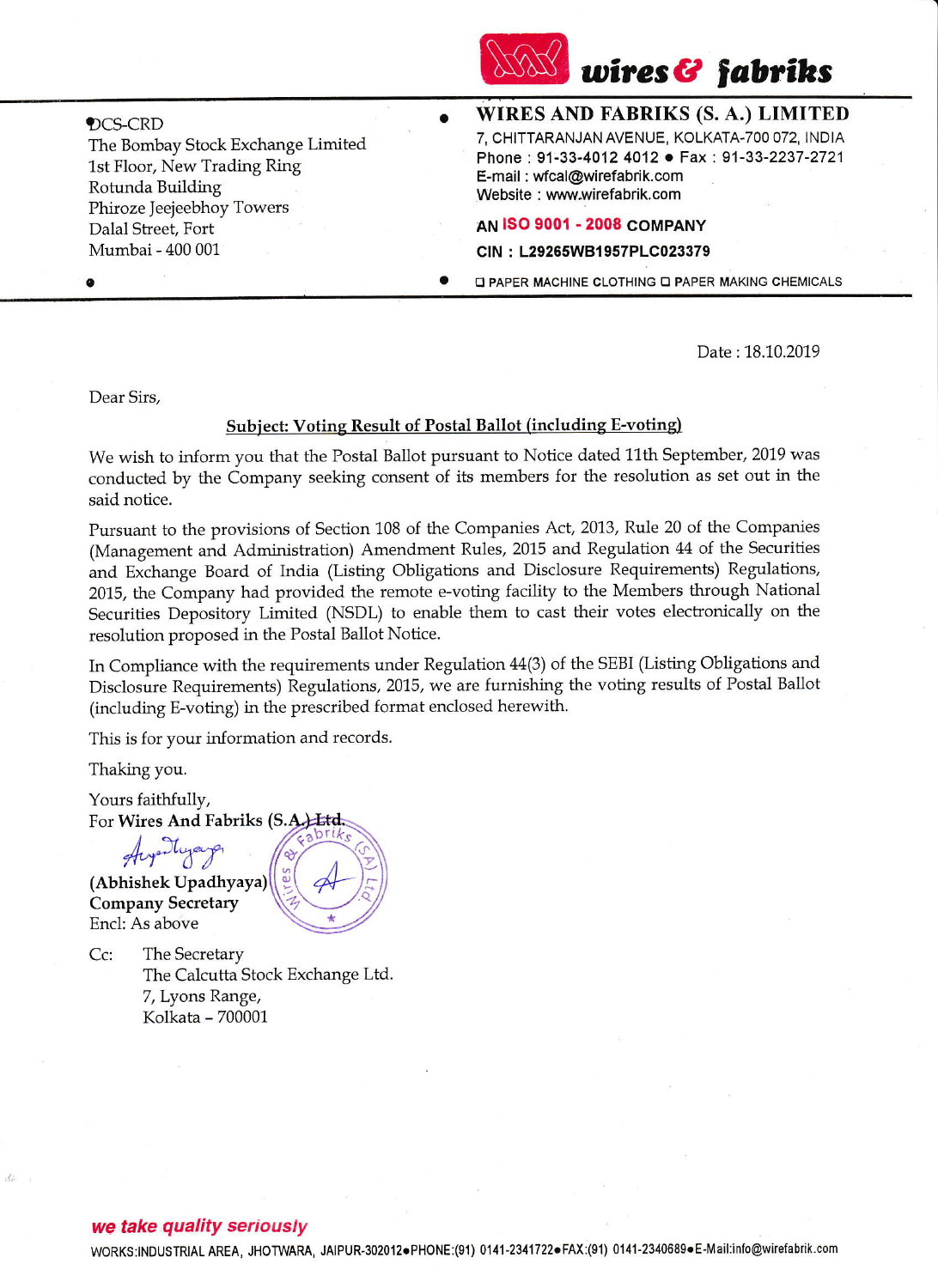wires & fabriks

**WIRES AND FABRIKS (S. A.) LIMITED**

7, CHITTARANJAN AVENUE, KOLKATA-700 072, INDIA
Phone : 91-33-4012 4012 • Fax : 91-33-2237-2721
E-mail : wfcal@wirefabrik.com
Website : www.wirefabrik.com

AN ISO 9001 - 2008 COMPANY

CIN : L29265WB1957PLC023379

☐ PAPER MACHINE CLOTHING ☐ PAPER MAKING CHEMICALS

DCS-CRD
The Bombay Stock Exchange Limited
1st Floor, New Trading Ring
Rotunda Building
Phiroze Jeejeebhoy Towers
Dalal Street, Fort
Mumbai - 400 001

Date : 18.10.2019

Dear Sirs,

**Subject: Voting Result of Postal Ballot (including E-voting)**

We wish to inform you that the Postal Ballot pursuant to Notice dated 11th September, 2019 was conducted by the Company seeking consent of its members for the resolution as set out in the said notice.

Pursuant to the provisions of Section 108 of the Companies Act, 2013, Rule 20 of the Companies (Management and Administration) Amendment Rules, 2015 and Regulation 44 of the Securities and Exchange Board of India (Listing Obligations and Disclosure Requirements) Regulations, 2015, the Company had provided the remote e-voting facility to the Members through National Securities Depository Limited (NSDL) to enable them to cast their votes electronically on the resolution proposed in the Postal Ballot Notice.

In Compliance with the requirements under Regulation 44(3) of the SEBI (Listing Obligations and Disclosure Requirements) Regulations, 2015, we are furnishing the voting results of Postal Ballot (including E-voting) in the prescribed format enclosed herewith.

This is for your information and records.

Thaking you.

Yours faithfully,
For Wires And Fabriks (S.A.) Ltd.

**(Abhishek Upadhyaya)**
**Company Secretary**
Encl: As above

Cc: The Secretary
The Calcutta Stock Exchange Ltd.
7, Lyons Range,
Kolkata – 700001

*we take quality seriously*

WORKS:INDUSTRIAL AREA, JHOTWARA, JAIPUR-302012•PHONE:(91) 0141-2341722•FAX:(91) 0141-2340689•E-Mail:info@wirefabrik.com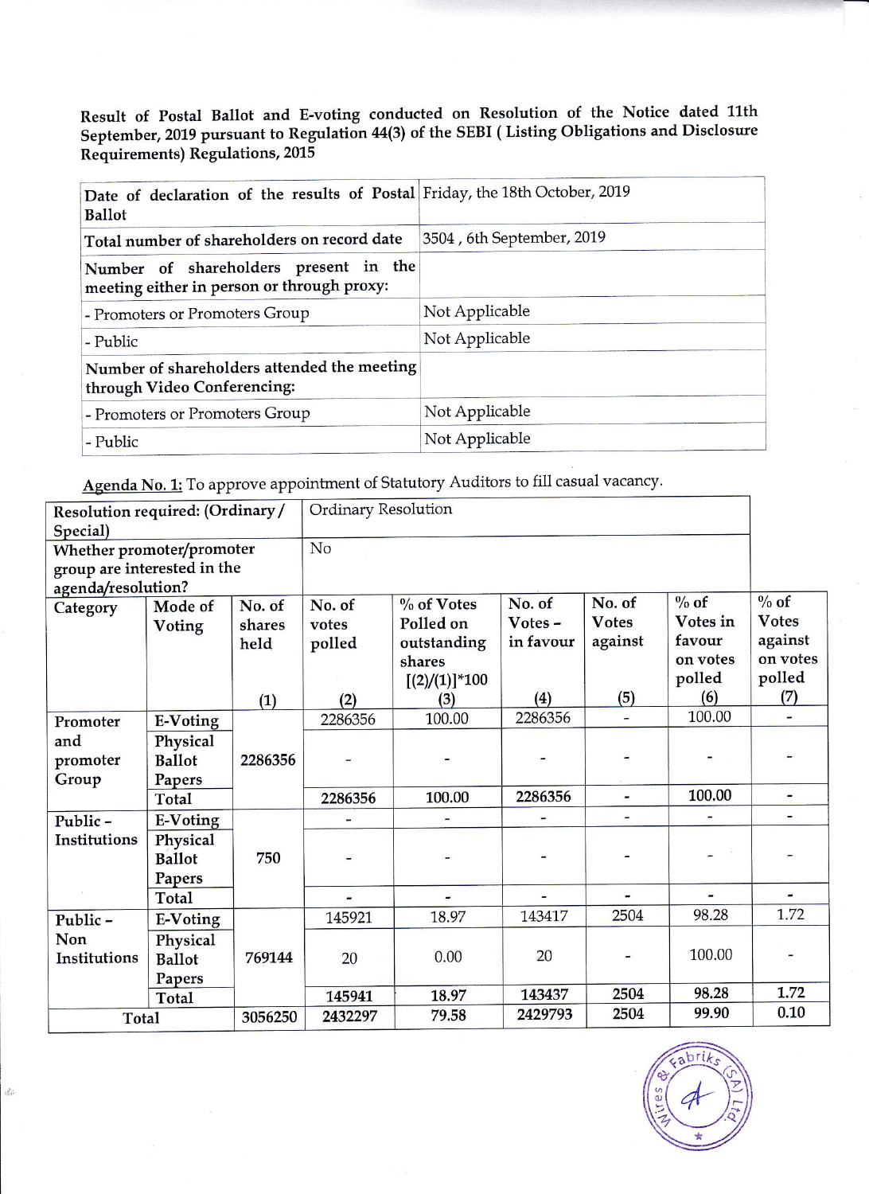**Result of Postal Ballot and E-voting conducted on Resolution of the Notice dated 11th September, 2019 pursuant to Regulation 44(3) of the SEBI ( Listing Obligations and Disclosure Requirements) Regulations, 2015**

| | |
|---|---|
| **Date of declaration of the results of Postal Ballot** | Friday, the 18th October, 2019 |
| **Total number of shareholders on record date** | 3504 , 6th September, 2019 |
| **Number of shareholders present in the meeting either in person or through proxy:** | |
| - Promoters or Promoters Group | Not Applicable |
| - Public | Not Applicable |
| **Number of shareholders attended the meeting through Video Conferencing:** | |
| - Promoters or Promoters Group | Not Applicable |
| - Public | Not Applicable |

**Agenda No. 1:** To approve appointment of Statutory Auditors to fill casual vacancy.

| Resolution required: (Ordinary / Special) | | Ordinary Resolution | | | | | | |
|---|---|---|---|---|---|---|---|---|
| Whether promoter/promoter group are interested in the agenda/resolution? | | No | | | | | | |
| Category | Mode of Voting | No. of shares held (1) | No. of votes polled (2) | % of Votes Polled on outstanding shares [(2)/(1)]*100 (3) | No. of Votes – in favour (4) | No. of Votes against (5) | % of Votes in favour on votes polled (6) | % of Votes against on votes polled (7) |
| Promoter and promoter Group | E-Voting | 2286356 | 2286356 | 100.00 | 2286356 | - | 100.00 | - |
| | Physical Ballot Papers | | - | - | - | - | - | - |
| | Total | | 2286356 | 100.00 | 2286356 | - | 100.00 | - |
| Public – Institutions | E-Voting | 750 | - | - | - | - | - | - |
| | Physical Ballot Papers | | - | - | - | - | - | - |
| | Total | | - | - | - | - | - | - |
| Public – Non Institutions | E-Voting | 769144 | 145921 | 18.97 | 143417 | 2504 | 98.28 | 1.72 |
| | Physical Ballot Papers | | 20 | 0.00 | 20 | - | 100.00 | - |
| | Total | | 145941 | 18.97 | 143437 | 2504 | 98.28 | 1.72 |
| Total | | 3056250 | 2432297 | 79.58 | 2429793 | 2504 | 99.90 | 0.10 |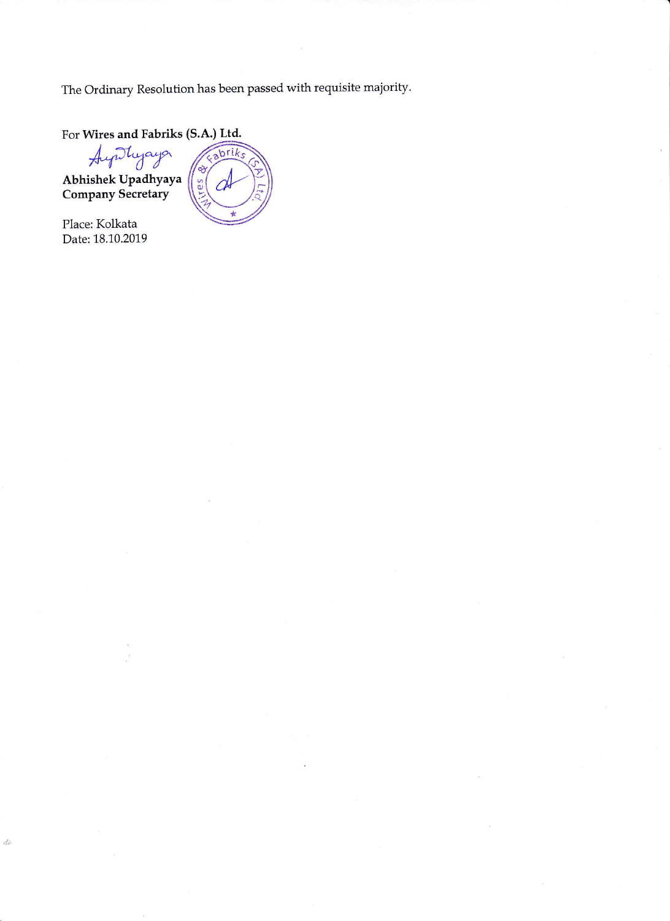The Ordinary Resolution has been passed with requisite majority.

For **Wires and Fabriks (S.A.) Ltd.**

**Abhishek Upadhyaya**
**Company Secretary**

Place: Kolkata
Date: 18.10.2019